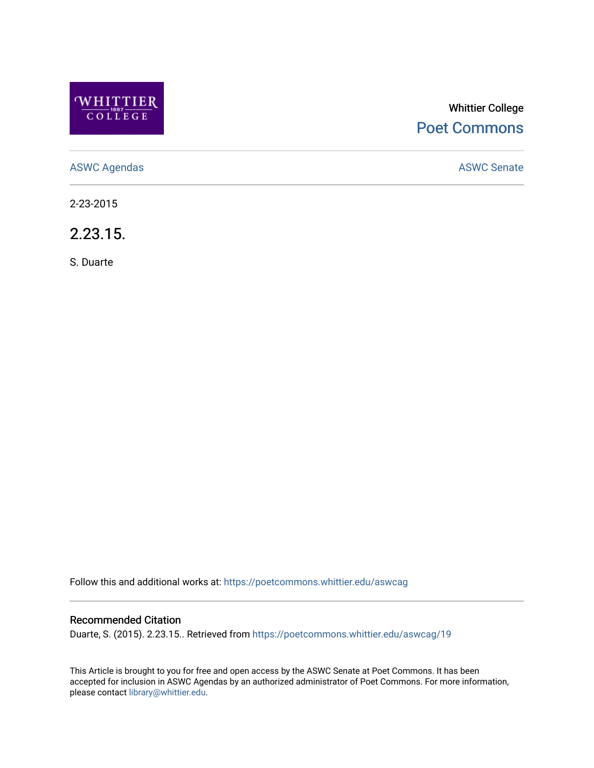Whittier College

Poet Commons

ASWC Agendas

ASWC Senate

2-23-2015

# 2.23.15.

S. Duarte

Follow this and additional works at: https://poetcommons.whittier.edu/aswcag

## Recommended Citation

Duarte, S. (2015). 2.23.15.. Retrieved from https://poetcommons.whittier.edu/aswcag/19

This Article is brought to you for free and open access by the ASWC Senate at Poet Commons. It has been accepted for inclusion in ASWC Agendas by an authorized administrator of Poet Commons. For more information, please contact library@whittier.edu.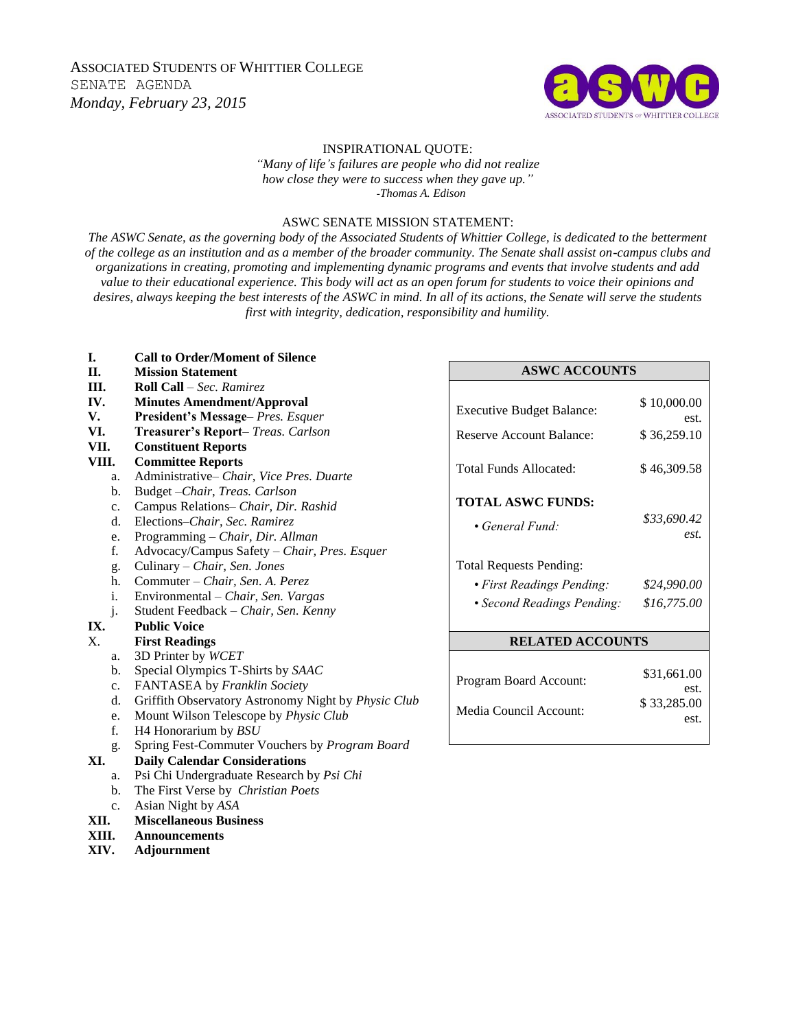ASSOCIATED STUDENTS OF WHITTIER COLLEGE
SENATE AGENDA
*Monday, February 23, 2015*

INSPIRATIONAL QUOTE:
*"Many of life's failures are people who did not realize how close they were to success when they gave up."*
*-Thomas A. Edison*

ASWC SENATE MISSION STATEMENT:
*The ASWC Senate, as the governing body of the Associated Students of Whittier College, is dedicated to the betterment of the college as an institution and as a member of the broader community. The Senate shall assist on-campus clubs and organizations in creating, promoting and implementing dynamic programs and events that involve students and add value to their educational experience. This body will act as an open forum for students to voice their opinions and desires, always keeping the best interests of the ASWC in mind. In all of its actions, the Senate will serve the students first with integrity, dedication, responsibility and humility.*

- **I. Call to Order/Moment of Silence**
- **II. Mission Statement**
- **III. Roll Call** – *Sec. Ramirez*
- **IV. Minutes Amendment/Approval**
- **V. President's Message**– *Pres. Esquer*
- **VI. Treasurer's Report**– *Treas. Carlson*
- **VII. Constituent Reports**
- **VIII. Committee Reports**
  - a. Administrative– *Chair, Vice Pres. Duarte*
  - b. Budget –*Chair, Treas. Carlson*
  - c. Campus Relations– *Chair, Dir. Rashid*
  - d. Elections–*Chair, Sec. Ramirez*
  - e. Programming – *Chair, Dir. Allman*
  - f. Advocacy/Campus Safety – *Chair, Pres. Esquer*
  - g. Culinary – *Chair, Sen. Jones*
  - h. Commuter – *Chair, Sen. A. Perez*
  - i. Environmental – *Chair, Sen. Vargas*
  - j. Student Feedback – *Chair, Sen. Kenny*
- **IX. Public Voice**
- X. **First Readings**
  - a. 3D Printer by *WCET*
  - b. Special Olympics T-Shirts by *SAAC*
  - c. FANTASEA by *Franklin Society*
  - d. Griffith Observatory Astronomy Night by *Physic Club*
  - e. Mount Wilson Telescope by *Physic Club*
  - f. H4 Honorarium by *BSU*
  - g. Spring Fest-Commuter Vouchers by *Program Board*
- **XI. Daily Calendar Considerations**
  - a. Psi Chi Undergraduate Research by *Psi Chi*
  - b. The First Verse by *Christian Poets*
  - c. Asian Night by *ASA*
- **XII. Miscellaneous Business**
- **XIII. Announcements**
- **XIV. Adjournment**

| **ASWC ACCOUNTS** | |
|---|---|
| Executive Budget Balance: | $ 10,000.00 est. |
| Reserve Account Balance: | $ 36,259.10 |
| Total Funds Allocated: | $ 46,309.58 |
| **TOTAL ASWC FUNDS:** | |
| • *General Fund:* | *$33,690.42 est.* |
| Total Requests Pending: | |
| • *First Readings Pending:* | *$24,990.00* |
| • *Second Readings Pending:* | *$16,775.00* |

| **RELATED ACCOUNTS** | |
|---|---|
| Program Board Account: | $31,661.00 est. |
| Media Council Account: | $ 33,285.00 est. |